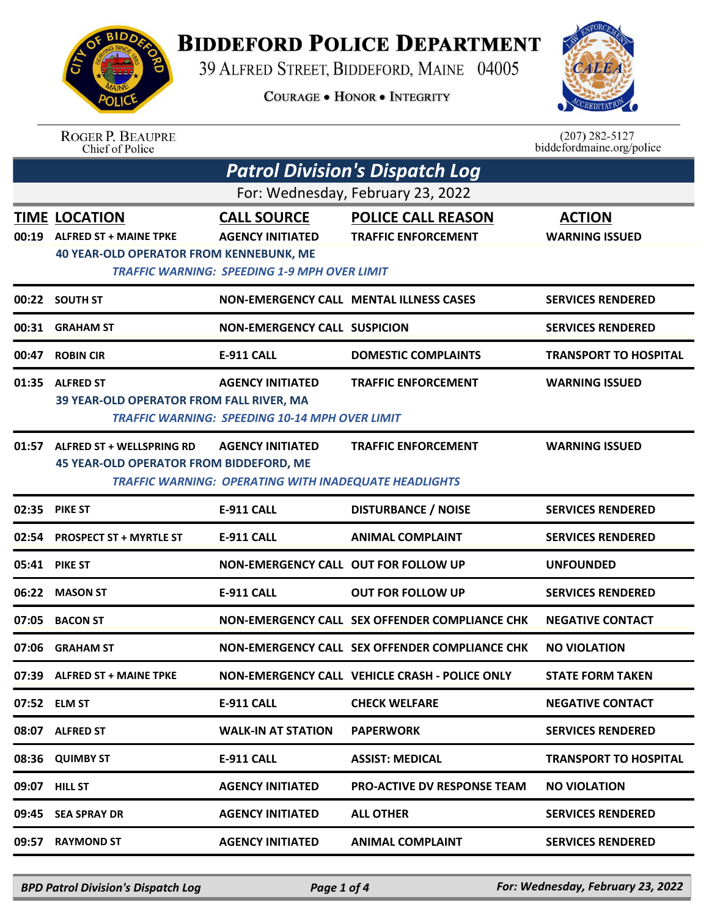# Biddeford Police Department

39 Alfred Street, Biddeford, Maine 04005

Courage • Honor • Integrity

Roger P. Beaupre
Chief of Police

(207) 282-5127
biddefordmaine.org/police

## Patrol Division's Dispatch Log

For: Wednesday, February 23, 2022

| TIME | LOCATION | CALL SOURCE | POLICE CALL REASON | ACTION |
|---|---|---|---|---|
| 00:19 | ALFRED ST + MAINE TPKE | AGENCY INITIATED | TRAFFIC ENFORCEMENT | WARNING ISSUED |
| | 40 YEAR-OLD OPERATOR FROM KENNEBUNK, ME<br>*TRAFFIC WARNING: SPEEDING 1-9 MPH OVER LIMIT* | | | |
| 00:22 | SOUTH ST | NON-EMERGENCY CALL | MENTAL ILLNESS CASES | SERVICES RENDERED |
| 00:31 | GRAHAM ST | NON-EMERGENCY CALL | SUSPICION | SERVICES RENDERED |
| 00:47 | ROBIN CIR | E-911 CALL | DOMESTIC COMPLAINTS | TRANSPORT TO HOSPITAL |
| 01:35 | ALFRED ST | AGENCY INITIATED | TRAFFIC ENFORCEMENT | WARNING ISSUED |
| | 39 YEAR-OLD OPERATOR FROM FALL RIVER, MA<br>*TRAFFIC WARNING: SPEEDING 10-14 MPH OVER LIMIT* | | | |
| 01:57 | ALFRED ST + WELLSPRING RD | AGENCY INITIATED | TRAFFIC ENFORCEMENT | WARNING ISSUED |
| | 45 YEAR-OLD OPERATOR FROM BIDDEFORD, ME<br>*TRAFFIC WARNING: OPERATING WITH INADEQUATE HEADLIGHTS* | | | |
| 02:35 | PIKE ST | E-911 CALL | DISTURBANCE / NOISE | SERVICES RENDERED |
| 02:54 | PROSPECT ST + MYRTLE ST | E-911 CALL | ANIMAL COMPLAINT | SERVICES RENDERED |
| 05:41 | PIKE ST | NON-EMERGENCY CALL | OUT FOR FOLLOW UP | UNFOUNDED |
| 06:22 | MASON ST | E-911 CALL | OUT FOR FOLLOW UP | SERVICES RENDERED |
| 07:05 | BACON ST | NON-EMERGENCY CALL | SEX OFFENDER COMPLIANCE CHK | NEGATIVE CONTACT |
| 07:06 | GRAHAM ST | NON-EMERGENCY CALL | SEX OFFENDER COMPLIANCE CHK | NO VIOLATION |
| 07:39 | ALFRED ST + MAINE TPKE | NON-EMERGENCY CALL | VEHICLE CRASH - POLICE ONLY | STATE FORM TAKEN |
| 07:52 | ELM ST | E-911 CALL | CHECK WELFARE | NEGATIVE CONTACT |
| 08:07 | ALFRED ST | WALK-IN AT STATION | PAPERWORK | SERVICES RENDERED |
| 08:36 | QUIMBY ST | E-911 CALL | ASSIST: MEDICAL | TRANSPORT TO HOSPITAL |
| 09:07 | HILL ST | AGENCY INITIATED | PRO-ACTIVE DV RESPONSE TEAM | NO VIOLATION |
| 09:45 | SEA SPRAY DR | AGENCY INITIATED | ALL OTHER | SERVICES RENDERED |
| 09:57 | RAYMOND ST | AGENCY INITIATED | ANIMAL COMPLAINT | SERVICES RENDERED |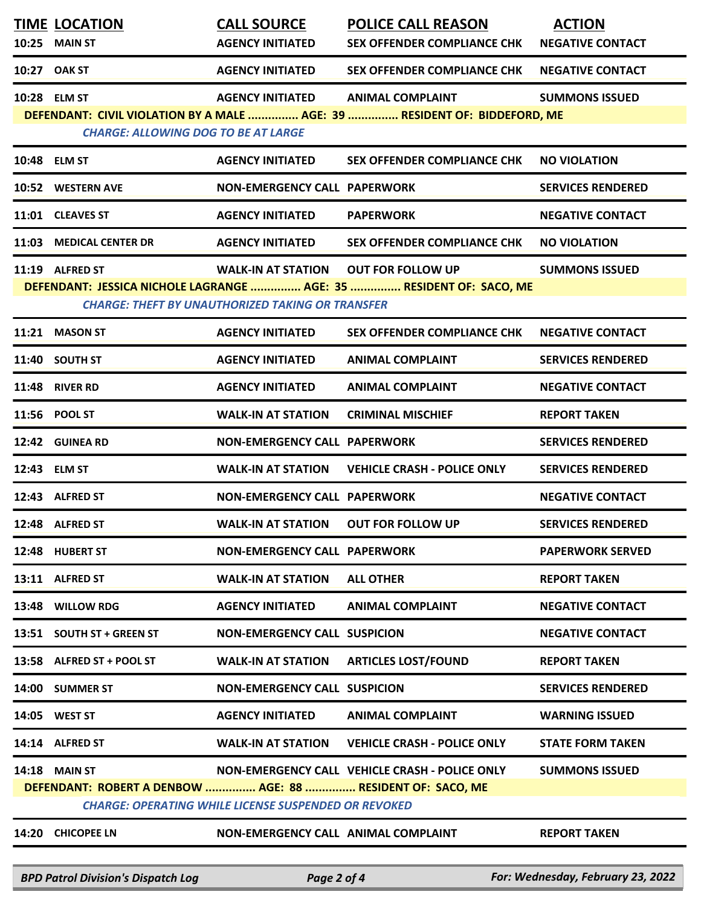| TIME | LOCATION | CALL SOURCE | POLICE CALL REASON | ACTION |
|---|---|---|---|---|
| 10:25 | MAIN ST | AGENCY INITIATED | SEX OFFENDER COMPLIANCE CHK | NEGATIVE CONTACT |
| 10:27 | OAK ST | AGENCY INITIATED | SEX OFFENDER COMPLIANCE CHK | NEGATIVE CONTACT |
| 10:28 | ELM ST | AGENCY INITIATED | ANIMAL COMPLAINT | SUMMONS ISSUED |
| | DEFENDANT: CIVIL VIOLATION BY A MALE ............... AGE: 39 ............... RESIDENT OF: BIDDEFORD, ME | | | |
| | *CHARGE: ALLOWING DOG TO BE AT LARGE* | | | |
| 10:48 | ELM ST | AGENCY INITIATED | SEX OFFENDER COMPLIANCE CHK | NO VIOLATION |
| 10:52 | WESTERN AVE | NON-EMERGENCY CALL | PAPERWORK | SERVICES RENDERED |
| 11:01 | CLEAVES ST | AGENCY INITIATED | PAPERWORK | NEGATIVE CONTACT |
| 11:03 | MEDICAL CENTER DR | AGENCY INITIATED | SEX OFFENDER COMPLIANCE CHK | NO VIOLATION |
| 11:19 | ALFRED ST | WALK-IN AT STATION | OUT FOR FOLLOW UP | SUMMONS ISSUED |
| | DEFENDANT: JESSICA NICHOLE LAGRANGE ............... AGE: 35 ............... RESIDENT OF: SACO, ME | | | |
| | *CHARGE: THEFT BY UNAUTHORIZED TAKING OR TRANSFER* | | | |
| 11:21 | MASON ST | AGENCY INITIATED | SEX OFFENDER COMPLIANCE CHK | NEGATIVE CONTACT |
| 11:40 | SOUTH ST | AGENCY INITIATED | ANIMAL COMPLAINT | SERVICES RENDERED |
| 11:48 | RIVER RD | AGENCY INITIATED | ANIMAL COMPLAINT | NEGATIVE CONTACT |
| 11:56 | POOL ST | WALK-IN AT STATION | CRIMINAL MISCHIEF | REPORT TAKEN |
| 12:42 | GUINEA RD | NON-EMERGENCY CALL | PAPERWORK | SERVICES RENDERED |
| 12:43 | ELM ST | WALK-IN AT STATION | VEHICLE CRASH - POLICE ONLY | SERVICES RENDERED |
| 12:43 | ALFRED ST | NON-EMERGENCY CALL | PAPERWORK | NEGATIVE CONTACT |
| 12:48 | ALFRED ST | WALK-IN AT STATION | OUT FOR FOLLOW UP | SERVICES RENDERED |
| 12:48 | HUBERT ST | NON-EMERGENCY CALL | PAPERWORK | PAPERWORK SERVED |
| 13:11 | ALFRED ST | WALK-IN AT STATION | ALL OTHER | REPORT TAKEN |
| 13:48 | WILLOW RDG | AGENCY INITIATED | ANIMAL COMPLAINT | NEGATIVE CONTACT |
| 13:51 | SOUTH ST + GREEN ST | NON-EMERGENCY CALL | SUSPICION | NEGATIVE CONTACT |
| 13:58 | ALFRED ST + POOL ST | WALK-IN AT STATION | ARTICLES LOST/FOUND | REPORT TAKEN |
| 14:00 | SUMMER ST | NON-EMERGENCY CALL | SUSPICION | SERVICES RENDERED |
| 14:05 | WEST ST | AGENCY INITIATED | ANIMAL COMPLAINT | WARNING ISSUED |
| 14:14 | ALFRED ST | WALK-IN AT STATION | VEHICLE CRASH - POLICE ONLY | STATE FORM TAKEN |
| 14:18 | MAIN ST | NON-EMERGENCY CALL | VEHICLE CRASH - POLICE ONLY | SUMMONS ISSUED |
| | DEFENDANT: ROBERT A DENBOW ............... AGE: 88 ............... RESIDENT OF: SACO, ME | | | |
| | *CHARGE: OPERATING WHILE LICENSE SUSPENDED OR REVOKED* | | | |
| 14:20 | CHICOPEE LN | NON-EMERGENCY CALL | ANIMAL COMPLAINT | REPORT TAKEN |

*BPD Patrol Division's Dispatch Log* — *For: Wednesday, February 23, 2022*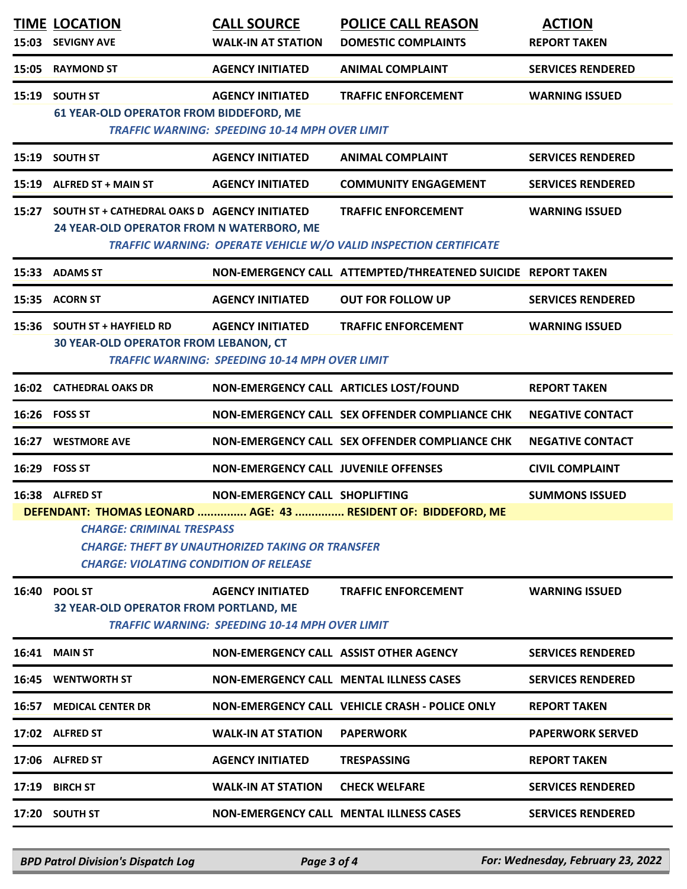| TIME | LOCATION | CALL SOURCE | POLICE CALL REASON | ACTION |
|---|---|---|---|---|
| 15:03 | SEVIGNY AVE | WALK-IN AT STATION | DOMESTIC COMPLAINTS | REPORT TAKEN |
| 15:05 | RAYMOND ST | AGENCY INITIATED | ANIMAL COMPLAINT | SERVICES RENDERED |
| 15:19 | SOUTH ST | AGENCY INITIATED | TRAFFIC ENFORCEMENT | WARNING ISSUED |
| | 61 YEAR-OLD OPERATOR FROM BIDDEFORD, ME | | | |
| | *TRAFFIC WARNING: SPEEDING 10-14 MPH OVER LIMIT* | | | |
| 15:19 | SOUTH ST | AGENCY INITIATED | ANIMAL COMPLAINT | SERVICES RENDERED |
| 15:19 | ALFRED ST + MAIN ST | AGENCY INITIATED | COMMUNITY ENGAGEMENT | SERVICES RENDERED |
| 15:27 | SOUTH ST + CATHEDRAL OAKS D | AGENCY INITIATED | TRAFFIC ENFORCEMENT | WARNING ISSUED |
| | 24 YEAR-OLD OPERATOR FROM N WATERBORO, ME | | | |
| | *TRAFFIC WARNING: OPERATE VEHICLE W/O VALID INSPECTION CERTIFICATE* | | | |
| 15:33 | ADAMS ST | NON-EMERGENCY CALL | ATTEMPTED/THREATENED SUICIDE | REPORT TAKEN |
| 15:35 | ACORN ST | AGENCY INITIATED | OUT FOR FOLLOW UP | SERVICES RENDERED |
| 15:36 | SOUTH ST + HAYFIELD RD | AGENCY INITIATED | TRAFFIC ENFORCEMENT | WARNING ISSUED |
| | 30 YEAR-OLD OPERATOR FROM LEBANON, CT | | | |
| | *TRAFFIC WARNING: SPEEDING 10-14 MPH OVER LIMIT* | | | |
| 16:02 | CATHEDRAL OAKS DR | NON-EMERGENCY CALL | ARTICLES LOST/FOUND | REPORT TAKEN |
| 16:26 | FOSS ST | NON-EMERGENCY CALL | SEX OFFENDER COMPLIANCE CHK | NEGATIVE CONTACT |
| 16:27 | WESTMORE AVE | NON-EMERGENCY CALL | SEX OFFENDER COMPLIANCE CHK | NEGATIVE CONTACT |
| 16:29 | FOSS ST | NON-EMERGENCY CALL | JUVENILE OFFENSES | CIVIL COMPLAINT |
| 16:38 | ALFRED ST | NON-EMERGENCY CALL | SHOPLIFTING | SUMMONS ISSUED |
| | DEFENDANT: THOMAS LEONARD ............... AGE: 43 ............... RESIDENT OF: BIDDEFORD, ME | | | |
| | *CHARGE: CRIMINAL TRESPASS* | | | |
| | *CHARGE: THEFT BY UNAUTHORIZED TAKING OR TRANSFER* | | | |
| | *CHARGE: VIOLATING CONDITION OF RELEASE* | | | |
| 16:40 | POOL ST | AGENCY INITIATED | TRAFFIC ENFORCEMENT | WARNING ISSUED |
| | 32 YEAR-OLD OPERATOR FROM PORTLAND, ME | | | |
| | *TRAFFIC WARNING: SPEEDING 10-14 MPH OVER LIMIT* | | | |
| 16:41 | MAIN ST | NON-EMERGENCY CALL | ASSIST OTHER AGENCY | SERVICES RENDERED |
| 16:45 | WENTWORTH ST | NON-EMERGENCY CALL | MENTAL ILLNESS CASES | SERVICES RENDERED |
| 16:57 | MEDICAL CENTER DR | NON-EMERGENCY CALL | VEHICLE CRASH - POLICE ONLY | REPORT TAKEN |
| 17:02 | ALFRED ST | WALK-IN AT STATION | PAPERWORK | PAPERWORK SERVED |
| 17:06 | ALFRED ST | AGENCY INITIATED | TRESPASSING | REPORT TAKEN |
| 17:19 | BIRCH ST | WALK-IN AT STATION | CHECK WELFARE | SERVICES RENDERED |
| 17:20 | SOUTH ST | NON-EMERGENCY CALL | MENTAL ILLNESS CASES | SERVICES RENDERED |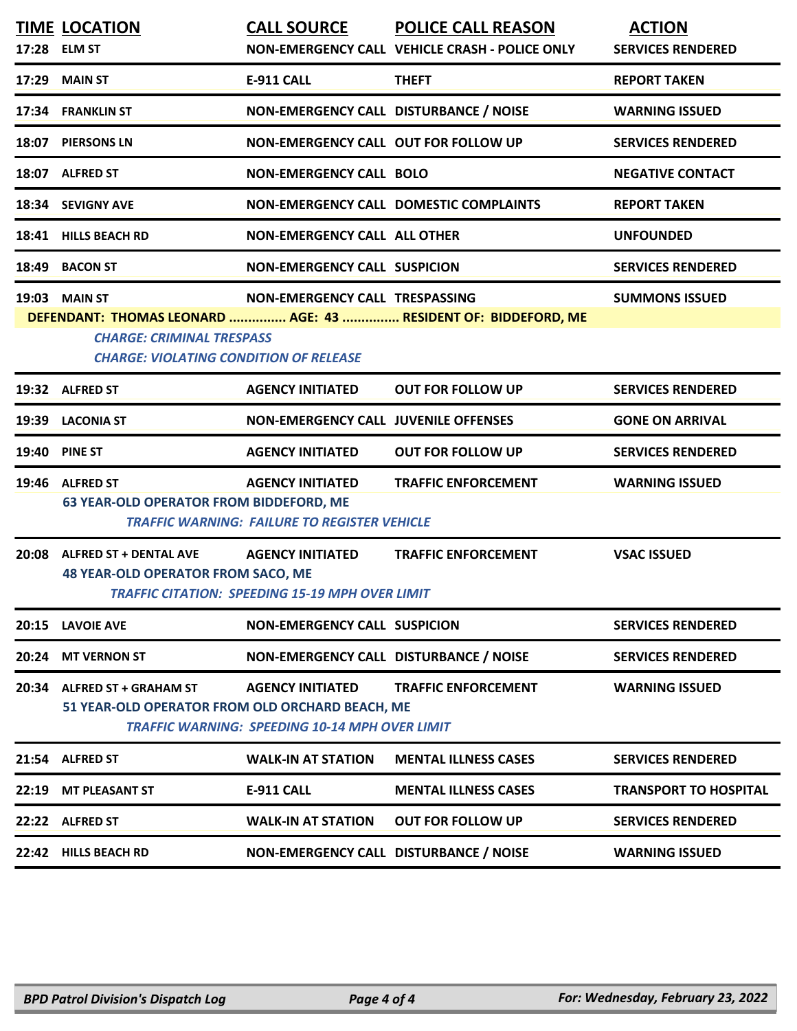| TIME | LOCATION | CALL SOURCE | POLICE CALL REASON | ACTION |
|---|---|---|---|---|
| 17:28 | ELM ST | NON-EMERGENCY CALL | VEHICLE CRASH - POLICE ONLY | SERVICES RENDERED |
| 17:29 | MAIN ST | E-911 CALL | THEFT | REPORT TAKEN |
| 17:34 | FRANKLIN ST | NON-EMERGENCY CALL | DISTURBANCE / NOISE | WARNING ISSUED |
| 18:07 | PIERSONS LN | NON-EMERGENCY CALL | OUT FOR FOLLOW UP | SERVICES RENDERED |
| 18:07 | ALFRED ST | NON-EMERGENCY CALL | BOLO | NEGATIVE CONTACT |
| 18:34 | SEVIGNY AVE | NON-EMERGENCY CALL | DOMESTIC COMPLAINTS | REPORT TAKEN |
| 18:41 | HILLS BEACH RD | NON-EMERGENCY CALL | ALL OTHER | UNFOUNDED |
| 18:49 | BACON ST | NON-EMERGENCY CALL | SUSPICION | SERVICES RENDERED |
| 19:03 | MAIN ST | NON-EMERGENCY CALL | TRESPASSING | SUMMONS ISSUED |

**DEFENDANT: THOMAS LEONARD ............... AGE: 43 ............... RESIDENT OF: BIDDEFORD, ME**

*CHARGE: CRIMINAL TRESPASS*

*CHARGE: VIOLATING CONDITION OF RELEASE*

| TIME | LOCATION | CALL SOURCE | POLICE CALL REASON | ACTION |
|---|---|---|---|---|
| 19:32 | ALFRED ST | AGENCY INITIATED | OUT FOR FOLLOW UP | SERVICES RENDERED |
| 19:39 | LACONIA ST | NON-EMERGENCY CALL | JUVENILE OFFENSES | GONE ON ARRIVAL |
| 19:40 | PINE ST | AGENCY INITIATED | OUT FOR FOLLOW UP | SERVICES RENDERED |
| 19:46 | ALFRED ST | AGENCY INITIATED | TRAFFIC ENFORCEMENT | WARNING ISSUED |

**63 YEAR-OLD OPERATOR FROM BIDDEFORD, ME**

*TRAFFIC WARNING: FAILURE TO REGISTER VEHICLE*

| TIME | LOCATION | CALL SOURCE | POLICE CALL REASON | ACTION |
|---|---|---|---|---|
| 20:08 | ALFRED ST + DENTAL AVE | AGENCY INITIATED | TRAFFIC ENFORCEMENT | VSAC ISSUED |

**48 YEAR-OLD OPERATOR FROM SACO, ME**

*TRAFFIC CITATION: SPEEDING 15-19 MPH OVER LIMIT*

| TIME | LOCATION | CALL SOURCE | POLICE CALL REASON | ACTION |
|---|---|---|---|---|
| 20:15 | LAVOIE AVE | NON-EMERGENCY CALL | SUSPICION | SERVICES RENDERED |
| 20:24 | MT VERNON ST | NON-EMERGENCY CALL | DISTURBANCE / NOISE | SERVICES RENDERED |
| 20:34 | ALFRED ST + GRAHAM ST | AGENCY INITIATED | TRAFFIC ENFORCEMENT | WARNING ISSUED |

**51 YEAR-OLD OPERATOR FROM OLD ORCHARD BEACH, ME**

*TRAFFIC WARNING: SPEEDING 10-14 MPH OVER LIMIT*

| TIME | LOCATION | CALL SOURCE | POLICE CALL REASON | ACTION |
|---|---|---|---|---|
| 21:54 | ALFRED ST | WALK-IN AT STATION | MENTAL ILLNESS CASES | SERVICES RENDERED |
| 22:19 | MT PLEASANT ST | E-911 CALL | MENTAL ILLNESS CASES | TRANSPORT TO HOSPITAL |
| 22:22 | ALFRED ST | WALK-IN AT STATION | OUT FOR FOLLOW UP | SERVICES RENDERED |
| 22:42 | HILLS BEACH RD | NON-EMERGENCY CALL | DISTURBANCE / NOISE | WARNING ISSUED |